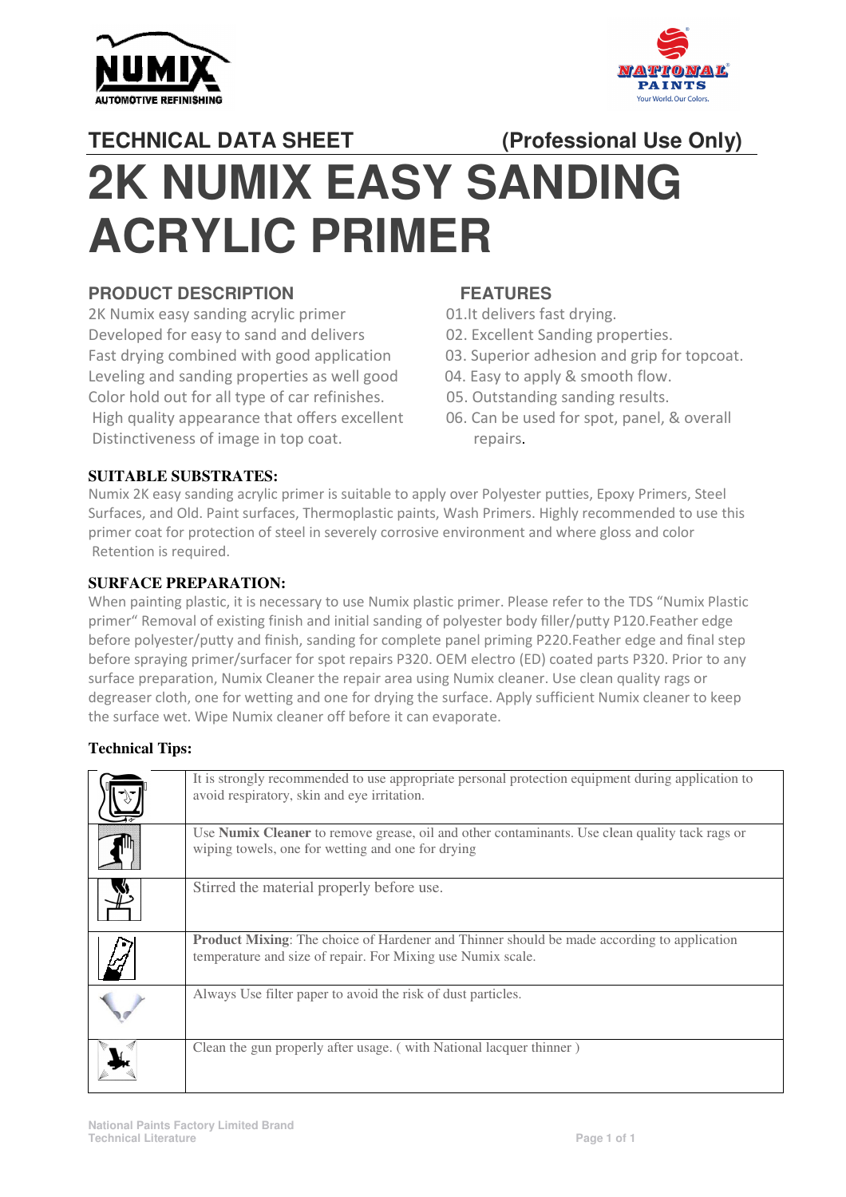NUMIX AUTOMOTIVE REFINISHING

NATIONAL PAINTS
Your World. Our Colors.

**TECHNICAL DATA SHEET (Professional Use Only)**

# 2K NUMIX EASY SANDING ACRYLIC PRIMER

## PRODUCT DESCRIPTION

2K Numix easy sanding acrylic primer Developed for easy to sand and delivers Fast drying combined with good application Leveling and sanding properties as well good Color hold out for all type of car refinishes. High quality appearance that offers excellent Distinctiveness of image in top coat.

## FEATURES

01. It delivers fast drying.
02. Excellent Sanding properties.
03. Superior adhesion and grip for topcoat.
04. Easy to apply & smooth flow.
05. Outstanding sanding results.
06. Can be used for spot, panel, & overall repairs.

### SUITABLE SUBSTRATES:

Numix 2K easy sanding acrylic primer is suitable to apply over Polyester putties, Epoxy Primers, Steel Surfaces, and Old. Paint surfaces, Thermoplastic paints, Wash Primers. Highly recommended to use this primer coat for protection of steel in severely corrosive environment and where gloss and color Retention is required.

### SURFACE PREPARATION:

When painting plastic, it is necessary to use Numix plastic primer. Please refer to the TDS "Numix Plastic primer" Removal of existing finish and initial sanding of polyester body filler/putty P120.Feather edge before polyester/putty and finish, sanding for complete panel priming P220.Feather edge and final step before spraying primer/surfacer for spot repairs P320. OEM electro (ED) coated parts P320. Prior to any surface preparation, Numix Cleaner the repair area using Numix cleaner. Use clean quality rags or degreaser cloth, one for wetting and one for drying the surface. Apply sufficient Numix cleaner to keep the surface wet. Wipe Numix cleaner off before it can evaporate.

### Technical Tips:

| | |
|---|---|
| | It is strongly recommended to use appropriate personal protection equipment during application to avoid respiratory, skin and eye irritation. |
| | Use **Numix Cleaner** to remove grease, oil and other contaminants. Use clean quality tack rags or wiping towels, one for wetting and one for drying |
| | Stirred the material properly before use. |
| | **Product Mixing**: The choice of Hardener and Thinner should be made according to application temperature and size of repair. For Mixing use Numix scale. |
| | Always Use filter paper to avoid the risk of dust particles. |
| | Clean the gun properly after usage. ( with National lacquer thinner ) |

National Paints Factory Limited Brand
Technical Literature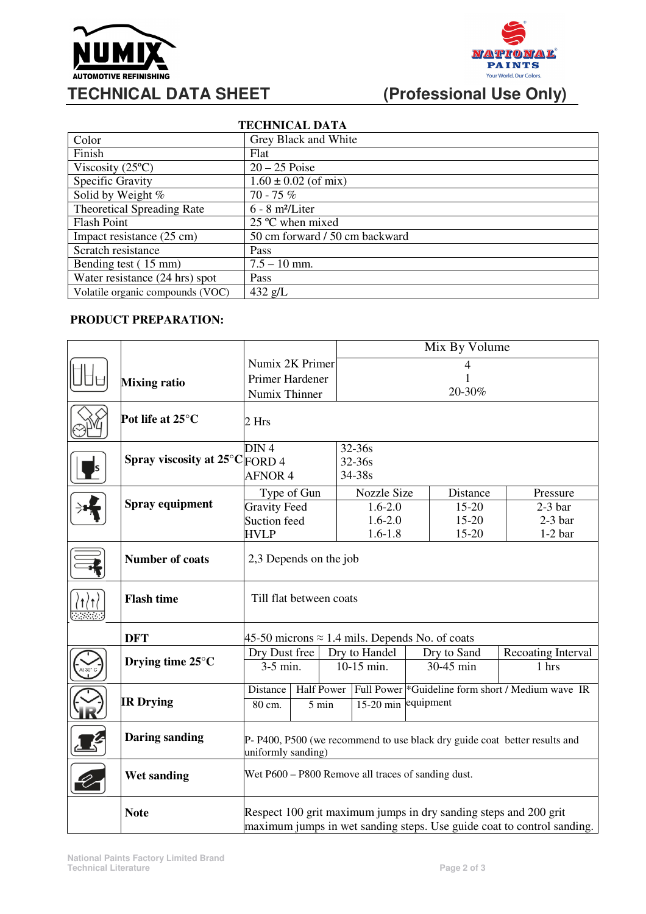# TECHNICAL DATA SHEET

**(Professional Use Only)**

## TECHNICAL DATA

| | |
|---|---|
| Color | Grey Black and White |
| Finish | Flat |
| Viscosity (25ºC) | 20 – 25 Poise |
| Specific Gravity | 1.60 ± 0.02 (of mix) |
| Solid by Weight % | 70 - 75 % |
| Theoretical Spreading Rate | 6 - 8 m²/Liter |
| Flash Point | 25 ºC when mixed |
| Impact resistance (25 cm) | 50 cm forward / 50 cm backward |
| Scratch resistance | Pass |
| Bending test ( 15 mm) | 7.5 – 10 mm. |
| Water resistance (24 hrs) spot | Pass |
| Volatile organic compounds (VOC) | 432 g/L |

## PRODUCT PREPARATION:

| | | | |
|---|---|---|---|
| **Mixing ratio** | | Mix By Volume | |
| | Numix 2K Primer | 4 | |
| | Primer Hardener | 1 | |
| | Numix Thinner | 20-30% | |
| **Pot life at 25°C** | 2 Hrs | | |
| **Spray viscosity at 25°C** | DIN 4 | 32-36s | |
| | FORD 4 | 32-36s | |
| | AFNOR 4 | 34-38s | |
| **Number of coats** | 2,3 Depends on the job | | |
| **Flash time** | Till flat between coats | | |
| **DFT** | 45-50 microns ≈ 1.4 mils. Depends No. of coats | | |

**Spray equipment**

| Type of Gun | Nozzle Size | Distance | Pressure |
|---|---|---|---|
| Gravity Feed | 1.6-2.0 | 15-20 | 2-3 bar |
| Suction feed | 1.6-2.0 | 15-20 | 2-3 bar |
| HVLP | 1.6-1.8 | 15-20 | 1-2 bar |

**Drying time 25°C**

| Dry Dust free | Dry to Handel | Dry to Sand | Recoating Interval |
|---|---|---|---|
| 3-5 min. | 10-15 min. | 30-45 min | 1 hrs |

**IR Drying**

| Distance | Half Power | Full Power | |
|---|---|---|---|
| 80 cm. | 5 min | 15-20 min | *Guideline form short / Medium wave IR equipment |

| | |
|---|---|
| **Daring sanding** | P- P400, P500 (we recommend to use black dry guide coat better results and uniformly sanding) |
| **Wet sanding** | Wet P600 – P800 Remove all traces of sanding dust. |
| **Note** | Respect 100 grit maximum jumps in dry sanding steps and 200 grit maximum jumps in wet sanding steps. Use guide coat to control sanding. |

National Paints Factory Limited Brand
Technical Literature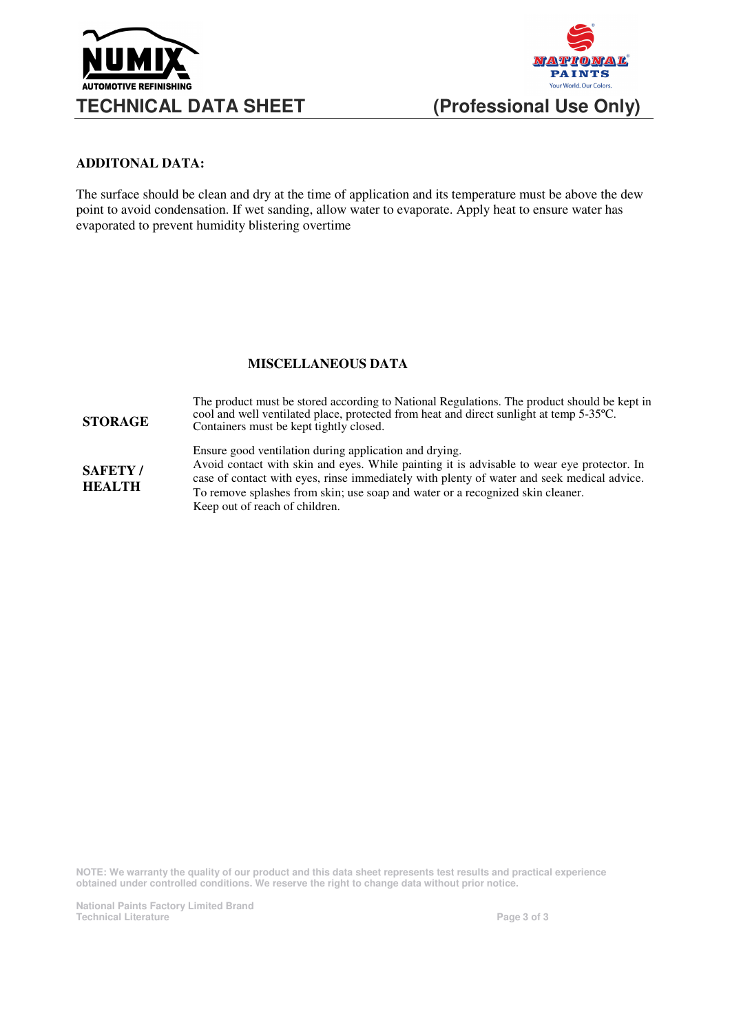**ADDITONAL DATA:**

The surface should be clean and dry at the time of application and its temperature must be above the dew point to avoid condensation. If wet sanding, allow water to evaporate. Apply heat to ensure water has evaporated to prevent humidity blistering overtime

## MISCELLANEOUS DATA

| | |
|---|---|
| **STORAGE** | The product must be stored according to National Regulations. The product should be kept in cool and well ventilated place, protected from heat and direct sunlight at temp 5-35ºC. Containers must be kept tightly closed. |
| **SAFETY / HEALTH** | Ensure good ventilation during application and drying. Avoid contact with skin and eyes. While painting it is advisable to wear eye protector. In case of contact with eyes, rinse immediately with plenty of water and seek medical advice. To remove splashes from skin; use soap and water or a recognized skin cleaner. Keep out of reach of children. |

NOTE: We warranty the quality of our product and this data sheet represents test results and practical experience obtained under controlled conditions. We reserve the right to change data without prior notice.